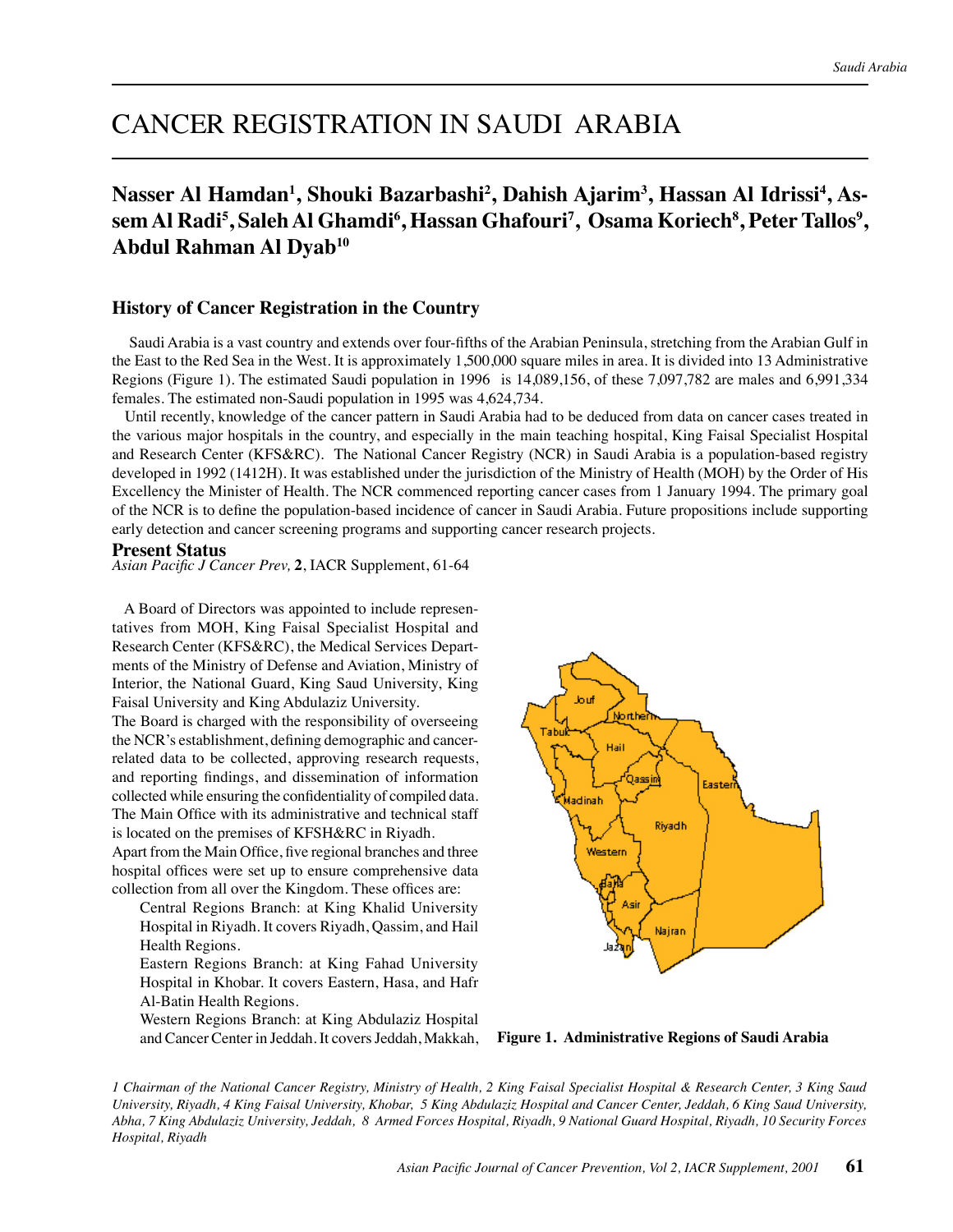# CANCER REGISTRATION IN SAUDI ARABIA

**Nasser Al Hamdan[1], Shouki Bazarbashi[2], Dahish Ajarim[3], Hassan Al Idrissi[4], Assem Al Radi[5], Saleh Al Ghamdi[6], Hassan Ghafouri[7], Osama Koriech[8], Peter Tallos[9], Abdul Rahman Al Dyab[10]**

## History of Cancer Registration in the Country

Saudi Arabia is a vast country and extends over four-fifths of the Arabian Peninsula, stretching from the Arabian Gulf in the East to the Red Sea in the West. It is approximately 1,500,000 square miles in area. It is divided into 13 Administrative Regions (Figure 1). The estimated Saudi population in 1996 is 14,089,156, of these 7,097,782 are males and 6,991,334 females. The estimated non-Saudi population in 1995 was 4,624,734.

Until recently, knowledge of the cancer pattern in Saudi Arabia had to be deduced from data on cancer cases treated in the various major hospitals in the country, and especially in the main teaching hospital, King Faisal Specialist Hospital and Research Center (KFS&RC). The National Cancer Registry (NCR) in Saudi Arabia is a population-based registry developed in 1992 (1412H). It was established under the jurisdiction of the Ministry of Health (MOH) by the Order of His Excellency the Minister of Health. The NCR commenced reporting cancer cases from 1 January 1994. The primary goal of the NCR is to define the population-based incidence of cancer in Saudi Arabia. Future propositions include supporting early detection and cancer screening programs and supporting cancer research projects.

## Present Status

*Asian Pacific J Cancer Prev,* **2**, IACR Supplement, 61-64

A Board of Directors was appointed to include representatives from MOH, King Faisal Specialist Hospital and Research Center (KFS&RC), the Medical Services Departments of the Ministry of Defense and Aviation, Ministry of Interior, the National Guard, King Saud University, King Faisal University and King Abdulaziz University.

The Board is charged with the responsibility of overseeing the NCR's establishment, defining demographic and cancer-related data to be collected, approving research requests, and reporting findings, and dissemination of information collected while ensuring the confidentiality of compiled data. The Main Office with its administrative and technical staff is located on the premises of KFSH&RC in Riyadh.

Apart from the Main Office, five regional branches and three hospital offices were set up to ensure comprehensive data collection from all over the Kingdom. These offices are:

Central Regions Branch: at King Khalid University Hospital in Riyadh. It covers Riyadh, Qassim, and Hail Health Regions.

Eastern Regions Branch: at King Fahad University Hospital in Khobar. It covers Eastern, Hasa, and Hafr Al-Batin Health Regions.

Western Regions Branch: at King Abdulaziz Hospital and Cancer Center in Jeddah. It covers Jeddah, Makkah,

**Figure 1. Administrative Regions of Saudi Arabia**

*1 Chairman of the National Cancer Registry, Ministry of Health, 2 King Faisal Specialist Hospital & Research Center, 3 King Saud University, Riyadh, 4 King Faisal University, Khobar, 5 King Abdulaziz Hospital and Cancer Center, Jeddah, 6 King Saud University, Abha, 7 King Abdulaziz University, Jeddah, 8 Armed Forces Hospital, Riyadh, 9 National Guard Hospital, Riyadh, 10 Security Forces Hospital, Riyadh*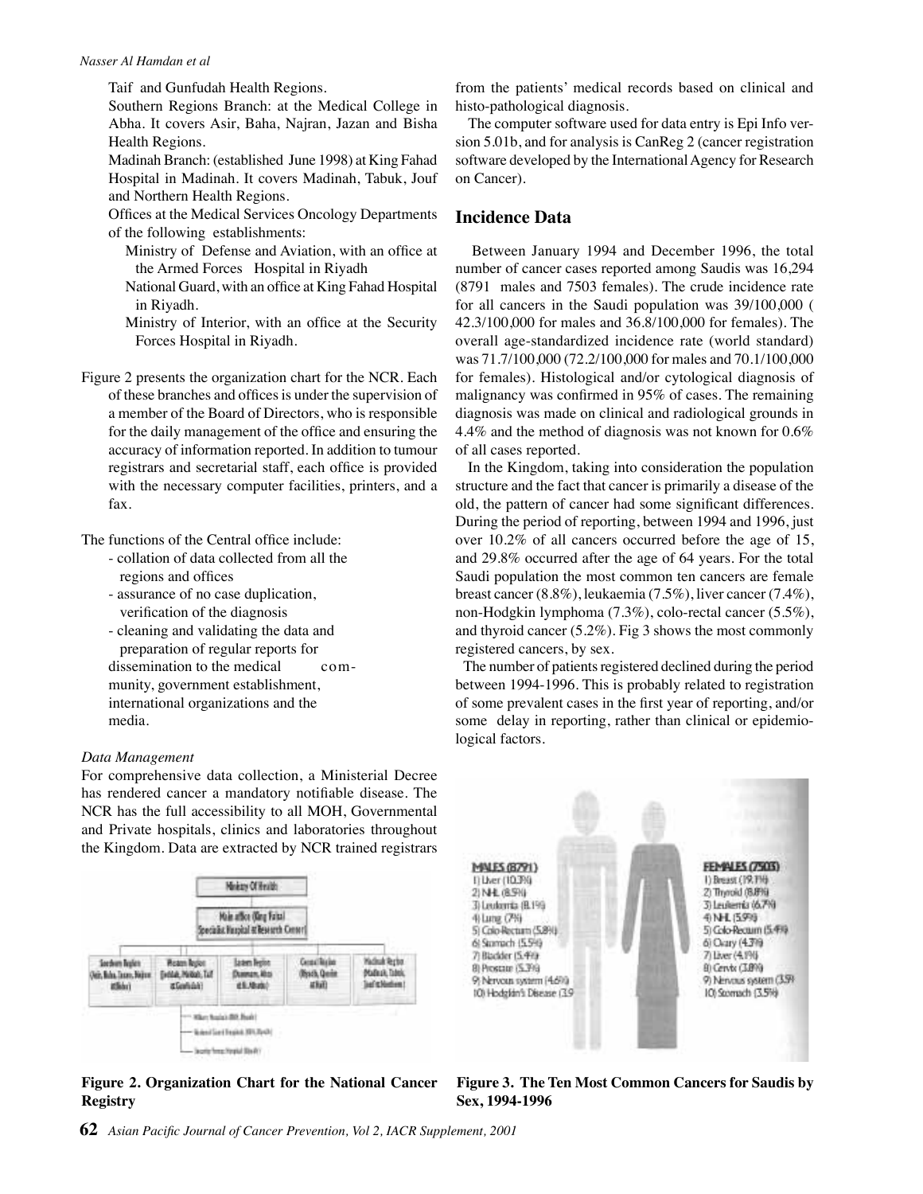Taif and Gunfudah Health Regions.

Southern Regions Branch: at the Medical College in Abha. It covers Asir, Baha, Najran, Jazan and Bisha Health Regions.

Madinah Branch: (established June 1998) at King Fahad Hospital in Madinah. It covers Madinah, Tabuk, Jouf and Northern Health Regions.

Offices at the Medical Services Oncology Departments of the following establishments:

- Ministry of Defense and Aviation, with an office at the Armed Forces Hospital in Riyadh
- National Guard, with an office at King Fahad Hospital in Riyadh.
- Ministry of Interior, with an office at the Security Forces Hospital in Riyadh.

Figure 2 presents the organization chart for the NCR. Each of these branches and offices is under the supervision of a member of the Board of Directors, who is responsible for the daily management of the office and ensuring the accuracy of information reported. In addition to tumour registrars and secretarial staff, each office is provided with the necessary computer facilities, printers, and a fax.

The functions of the Central office include:

- collation of data collected from all the regions and offices
- assurance of no case duplication, verification of the diagnosis
- cleaning and validating the data and preparation of regular reports for dissemination to the medical community, government establishment, international organizations and the media.

*Data Management*

For comprehensive data collection, a Ministerial Decree has rendered cancer a mandatory notifiable disease. The NCR has the full accessibility to all MOH, Governmental and Private hospitals, clinics and laboratories throughout the Kingdom. Data are extracted by NCR trained registrars from the patients' medical records based on clinical and histo-pathological diagnosis.

The computer software used for data entry is Epi Info version 5.01b, and for analysis is CanReg 2 (cancer registration software developed by the International Agency for Research on Cancer).

**Figure 2. Organization Chart for the National Cancer Registry**

## Incidence Data

Between January 1994 and December 1996, the total number of cancer cases reported among Saudis was 16,294 (8791 males and 7503 females). The crude incidence rate for all cancers in the Saudi population was 39/100,000 ( 42.3/100,000 for males and 36.8/100,000 for females). The overall age-standardized incidence rate (world standard) was 71.7/100,000 (72.2/100,000 for males and 70.1/100,000 for females). Histological and/or cytological diagnosis of malignancy was confirmed in 95% of cases. The remaining diagnosis was made on clinical and radiological grounds in 4.4% and the method of diagnosis was not known for 0.6% of all cases reported.

In the Kingdom, taking into consideration the population structure and the fact that cancer is primarily a disease of the old, the pattern of cancer had some significant differences. During the period of reporting, between 1994 and 1996, just over 10.2% of all cancers occurred before the age of 15, and 29.8% occurred after the age of 64 years. For the total Saudi population the most common ten cancers are female breast cancer (8.8%), leukaemia (7.5%), liver cancer (7.4%), non-Hodgkin lymphoma (7.3%), colo-rectal cancer (5.5%), and thyroid cancer (5.2%). Fig 3 shows the most commonly registered cancers, by sex.

The number of patients registered declined during the period between 1994-1996. This is probably related to registration of some prevalent cases in the first year of reporting, and/or some delay in reporting, rather than clinical or epidemiological factors.

**Figure 3. The Ten Most Common Cancers for Saudis by Sex, 1994-1996**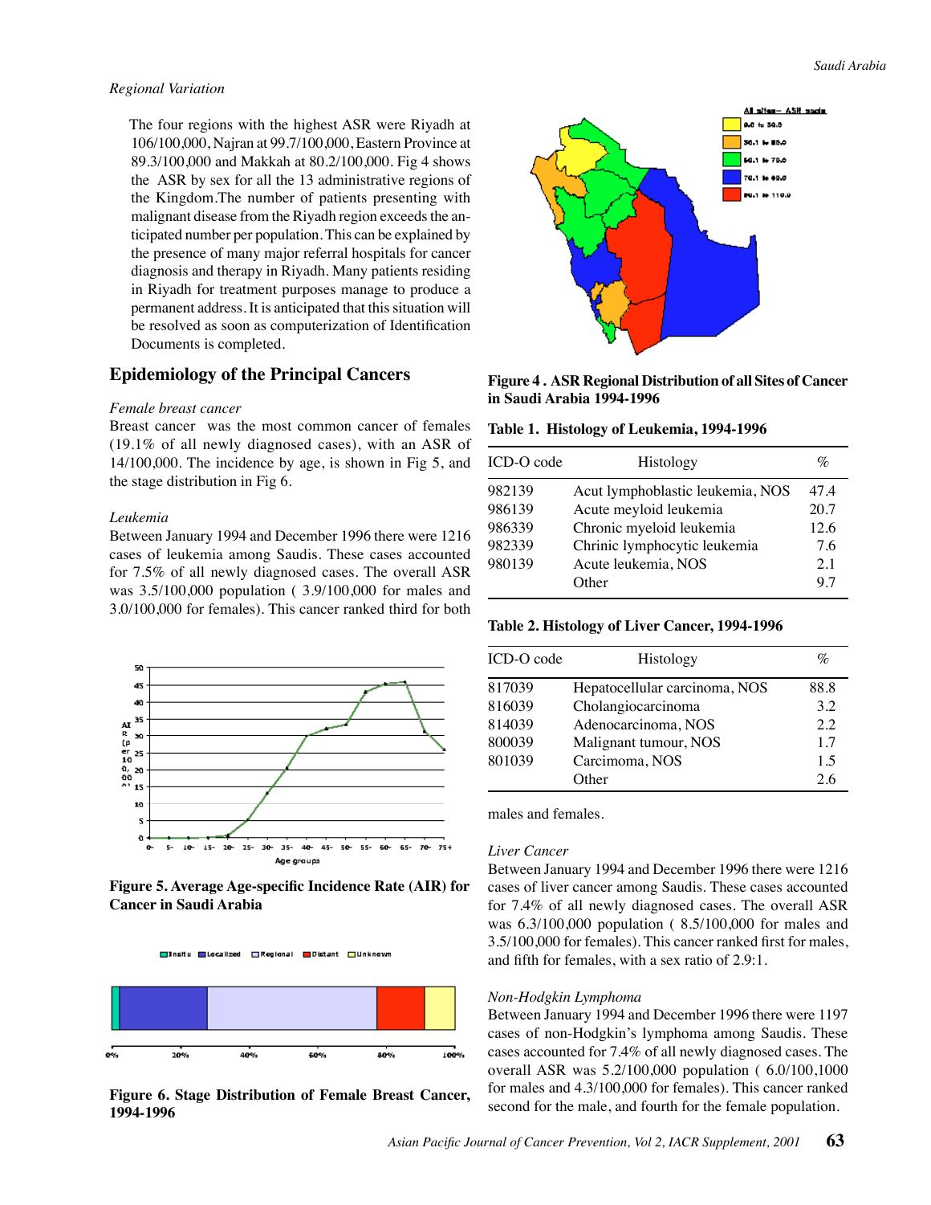### Regional Variation

The four regions with the highest ASR were Riyadh at 106/100,000, Najran at 99.7/100,000, Eastern Province at 89.3/100,000 and Makkah at 80.2/100,000. Fig 4 shows the ASR by sex for all the 13 administrative regions of the Kingdom.The number of patients presenting with malignant disease from the Riyadh region exceeds the anticipated number per population. This can be explained by the presence of many major referral hospitals for cancer diagnosis and therapy in Riyadh. Many patients residing in Riyadh for treatment purposes manage to produce a permanent address. It is anticipated that this situation will be resolved as soon as computerization of Identification Documents is completed.

**Figure 4 . ASR Regional Distribution of all Sites of Cancer in Saudi Arabia 1994-1996**

## Epidemiology of the Principal Cancers

### Female breast cancer

Breast cancer was the most common cancer of females (19.1% of all newly diagnosed cases), with an ASR of 14/100,000. The incidence by age, is shown in Fig 5, and the stage distribution in Fig 6.

**Figure 5. Average Age-specific Incidence Rate (AIR) for Cancer in Saudi Arabia**

**Figure 6. Stage Distribution of Female Breast Cancer, 1994-1996**

### Leukemia

Between January 1994 and December 1996 there were 1216 cases of leukemia among Saudis. These cases accounted for 7.5% of all newly diagnosed cases. The overall ASR was 3.5/100,000 population ( 3.9/100,000 for males and 3.0/100,000 for females). This cancer ranked third for both males and females.

**Table 1. Histology of Leukemia, 1994-1996**

| ICD-O code | Histology | % |
|---|---|---|
| 982139 | Acut lymphoblastic leukemia, NOS | 47.4 |
| 986139 | Acute meyloid leukemia | 20.7 |
| 986339 | Chronic myeloid leukemia | 12.6 |
| 982339 | Chrinic lymphocytic leukemia | 7.6 |
| 980139 | Acute leukemia, NOS | 2.1 |
| | Other | 9.7 |

**Table 2. Histology of Liver Cancer, 1994-1996**

| ICD-O code | Histology | % |
|---|---|---|
| 817039 | Hepatocellular carcinoma, NOS | 88.8 |
| 816039 | Cholangiocarcinoma | 3.2 |
| 814039 | Adenocarcinoma, NOS | 2.2 |
| 800039 | Malignant tumour, NOS | 1.7 |
| 801039 | Carcimoma, NOS | 1.5 |
| | Other | 2.6 |

### Liver Cancer

Between January 1994 and December 1996 there were 1216 cases of liver cancer among Saudis. These cases accounted for 7.4% of all newly diagnosed cases. The overall ASR was 6.3/100,000 population ( 8.5/100,000 for males and 3.5/100,000 for females). This cancer ranked first for males, and fifth for females, with a sex ratio of 2.9:1.

### Non-Hodgkin Lymphoma

Between January 1994 and December 1996 there were 1197 cases of non-Hodgkin's lymphoma among Saudis. These cases accounted for 7.4% of all newly diagnosed cases. The overall ASR was 5.2/100,000 population ( 6.0/100,1000 for males and 4.3/100,000 for females). This cancer ranked second for the male, and fourth for the female population.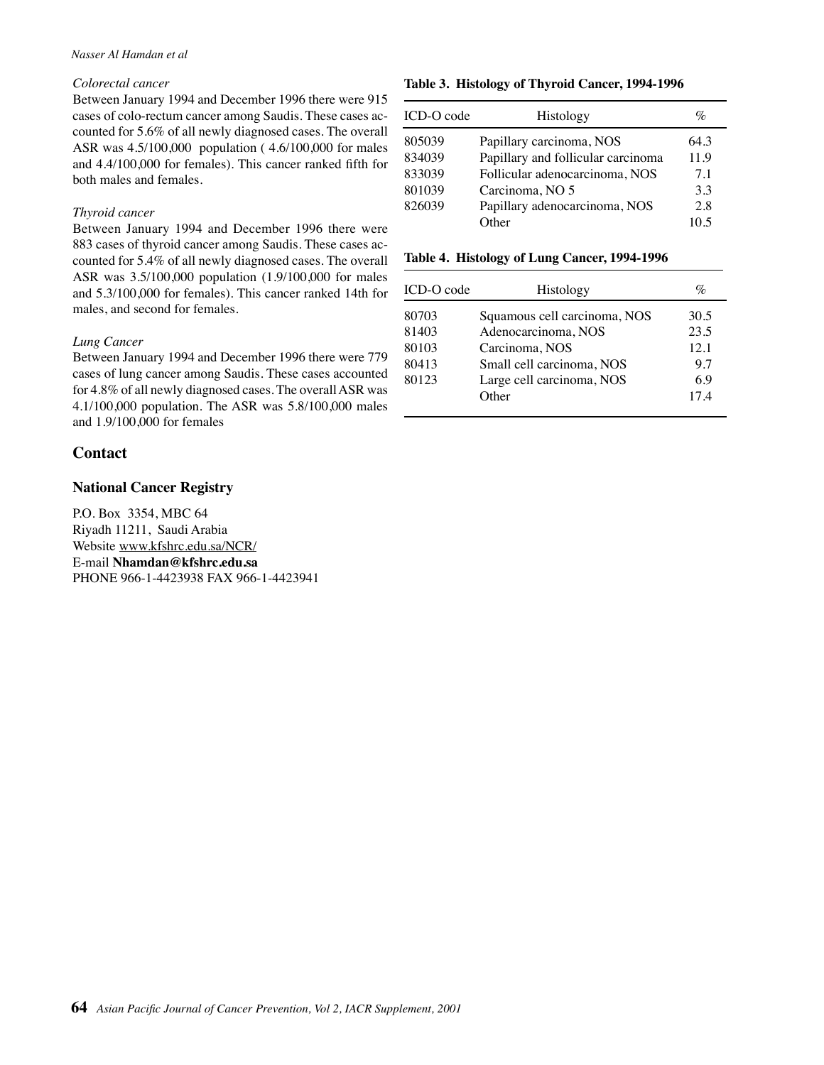*Colorectal cancer*

Between January 1994 and December 1996 there were 915 cases of colo-rectum cancer among Saudis. These cases accounted for 5.6% of all newly diagnosed cases. The overall ASR was 4.5/100,000 population ( 4.6/100,000 for males and 4.4/100,000 for females). This cancer ranked fifth for both males and females.

*Thyroid cancer*

Between January 1994 and December 1996 there were 883 cases of thyroid cancer among Saudis. These cases accounted for 5.4% of all newly diagnosed cases. The overall ASR was 3.5/100,000 population (1.9/100,000 for males and 5.3/100,000 for females). This cancer ranked 14th for males, and second for females.

*Lung Cancer*

Between January 1994 and December 1996 there were 779 cases of lung cancer among Saudis. These cases accounted for 4.8% of all newly diagnosed cases. The overall ASR was 4.1/100,000 population. The ASR was 5.8/100,000 males and 1.9/100,000 for females

**Table 3. Histology of Thyroid Cancer, 1994-1996**

| ICD-O code | Histology | % |
|---|---|---|
| 805039 | Papillary carcinoma, NOS | 64.3 |
| 834039 | Papillary and follicular carcinoma | 11.9 |
| 833039 | Follicular adenocarcinoma, NOS | 7.1 |
| 801039 | Carcinoma, NO 5 | 3.3 |
| 826039 | Papillary adenocarcinoma, NOS | 2.8 |
| | Other | 10.5 |

**Table 4. Histology of Lung Cancer, 1994-1996**

| ICD-O code | Histology | % |
|---|---|---|
| 80703 | Squamous cell carcinoma, NOS | 30.5 |
| 81403 | Adenocarcinoma, NOS | 23.5 |
| 80103 | Carcinoma, NOS | 12.1 |
| 80413 | Small cell carcinoma, NOS | 9.7 |
| 80123 | Large cell carcinoma, NOS | 6.9 |
| | Other | 17.4 |

## Contact

### National Cancer Registry

P.O. Box 3354, MBC 64
Riyadh 11211, Saudi Arabia
Website www.kfshrc.edu.sa/NCR/
E-mail **Nhamdan@kfshrc.edu.sa**
PHONE 966-1-4423938 FAX 966-1-4423941